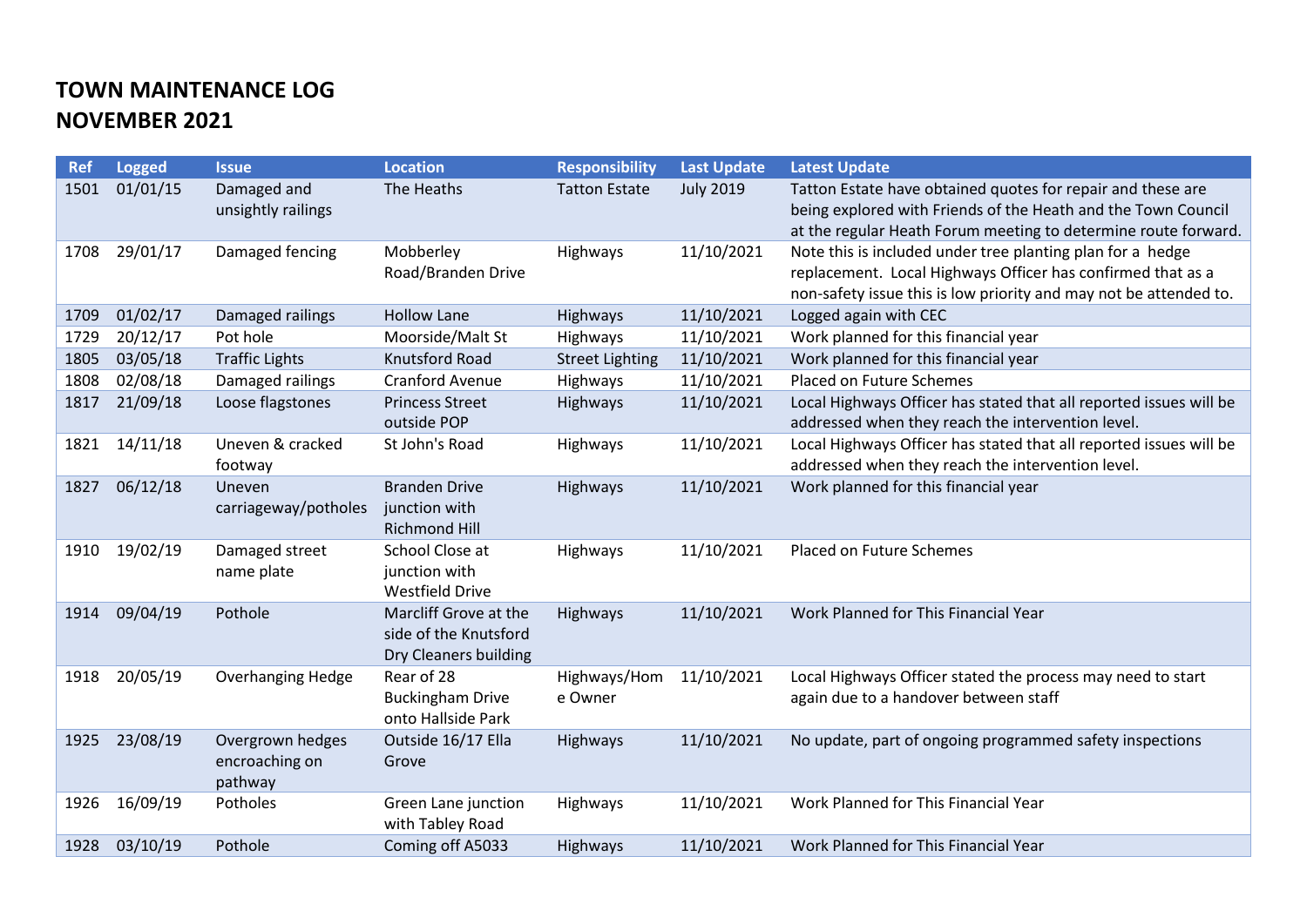# TOWN MAINTENANCE LOG
# NOVEMBER 2021

| Ref | Logged | Issue | Location | Responsibility | Last Update | Latest Update |
|---|---|---|---|---|---|---|
| 1501 | 01/01/15 | Damaged and unsightly railings | The Heaths | Tatton Estate | July 2019 | Tatton Estate have obtained quotes for repair and these are being explored with Friends of the Heath and the Town Council at the regular Heath Forum meeting to determine route forward. |
| 1708 | 29/01/17 | Damaged fencing | Mobberley Road/Branden Drive | Highways | 11/10/2021 | Note this is included under tree planting plan for a hedge replacement. Local Highways Officer has confirmed that as a non-safety issue this is low priority and may not be attended to. |
| 1709 | 01/02/17 | Damaged railings | Hollow Lane | Highways | 11/10/2021 | Logged again with CEC |
| 1729 | 20/12/17 | Pot hole | Moorside/Malt St | Highways | 11/10/2021 | Work planned for this financial year |
| 1805 | 03/05/18 | Traffic Lights | Knutsford Road | Street Lighting | 11/10/2021 | Work planned for this financial year |
| 1808 | 02/08/18 | Damaged railings | Cranford Avenue | Highways | 11/10/2021 | Placed on Future Schemes |
| 1817 | 21/09/18 | Loose flagstones | Princess Street outside POP | Highways | 11/10/2021 | Local Highways Officer has stated that all reported issues will be addressed when they reach the intervention level. |
| 1821 | 14/11/18 | Uneven & cracked footway | St John's Road | Highways | 11/10/2021 | Local Highways Officer has stated that all reported issues will be addressed when they reach the intervention level. |
| 1827 | 06/12/18 | Uneven carriageway/potholes | Branden Drive junction with Richmond Hill | Highways | 11/10/2021 | Work planned for this financial year |
| 1910 | 19/02/19 | Damaged street name plate | School Close at junction with Westfield Drive | Highways | 11/10/2021 | Placed on Future Schemes |
| 1914 | 09/04/19 | Pothole | Marcliff Grove at the side of the Knutsford Dry Cleaners building | Highways | 11/10/2021 | Work Planned for This Financial Year |
| 1918 | 20/05/19 | Overhanging Hedge | Rear of 28 Buckingham Drive onto Hallside Park | Highways/Home Owner | 11/10/2021 | Local Highways Officer stated the process may need to start again due to a handover between staff |
| 1925 | 23/08/19 | Overgrown hedges encroaching on pathway | Outside 16/17 Ella Grove | Highways | 11/10/2021 | No update, part of ongoing programmed safety inspections |
| 1926 | 16/09/19 | Potholes | Green Lane junction with Tabley Road | Highways | 11/10/2021 | Work Planned for This Financial Year |
| 1928 | 03/10/19 | Pothole | Coming off A5033 | Highways | 11/10/2021 | Work Planned for This Financial Year |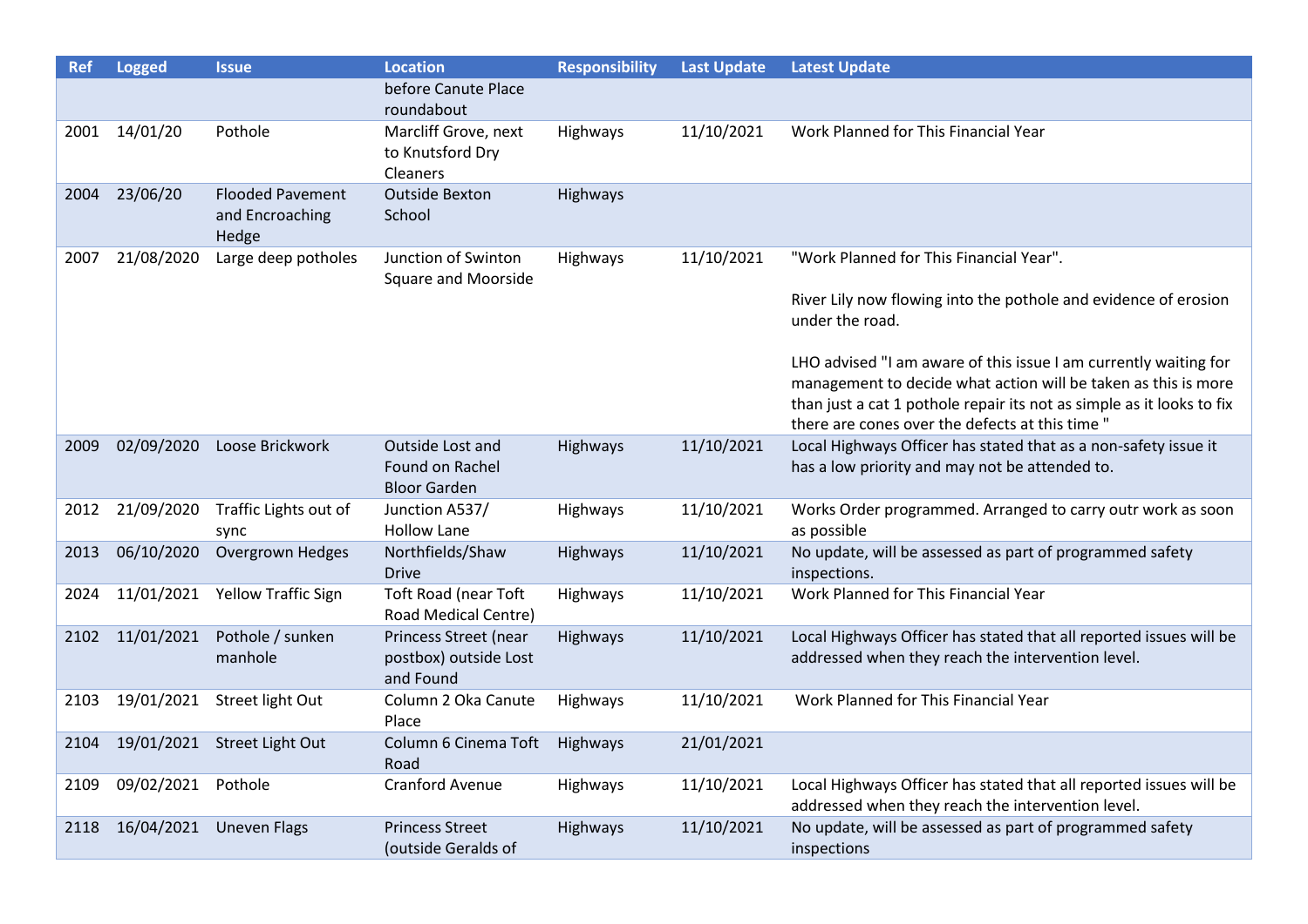| Ref | Logged | Issue | Location | Responsibility | Last Update | Latest Update |
| --- | --- | --- | --- | --- | --- | --- |
| | | | before Canute Place roundabout | | | |
| 2001 | 14/01/20 | Pothole | Marcliff Grove, next to Knutsford Dry Cleaners | Highways | 11/10/2021 | Work Planned for This Financial Year |
| 2004 | 23/06/20 | Flooded Pavement and Encroaching Hedge | Outside Bexton School | Highways | | |
| 2007 | 21/08/2020 | Large deep potholes | Junction of Swinton Square and Moorside | Highways | 11/10/2021 | "Work Planned for This Financial Year".<br><br>River Lily now flowing into the pothole and evidence of erosion under the road.<br><br>LHO advised "I am aware of this issue I am currently waiting for management to decide what action will be taken as this is more than just a cat 1 pothole repair its not as simple as it looks to fix there are cones over the defects at this time " |
| 2009 | 02/09/2020 | Loose Brickwork | Outside Lost and Found on Rachel Bloor Garden | Highways | 11/10/2021 | Local Highways Officer has stated that as a non-safety issue it has a low priority and may not be attended to. |
| 2012 | 21/09/2020 | Traffic Lights out of sync | Junction A537/ Hollow Lane | Highways | 11/10/2021 | Works Order programmed. Arranged to carry outr work as soon as possible |
| 2013 | 06/10/2020 | Overgrown Hedges | Northfields/Shaw Drive | Highways | 11/10/2021 | No update, will be assessed as part of programmed safety inspections. |
| 2024 | 11/01/2021 | Yellow Traffic Sign | Toft Road (near Toft Road Medical Centre) | Highways | 11/10/2021 | Work Planned for This Financial Year |
| 2102 | 11/01/2021 | Pothole / sunken manhole | Princess Street (near postbox) outside Lost and Found | Highways | 11/10/2021 | Local Highways Officer has stated that all reported issues will be addressed when they reach the intervention level. |
| 2103 | 19/01/2021 | Street light Out | Column 2 Oka Canute Place | Highways | 11/10/2021 | Work Planned for This Financial Year |
| 2104 | 19/01/2021 | Street Light Out | Column 6 Cinema Toft Road | Highways | 21/01/2021 | |
| 2109 | 09/02/2021 | Pothole | Cranford Avenue | Highways | 11/10/2021 | Local Highways Officer has stated that all reported issues will be addressed when they reach the intervention level. |
| 2118 | 16/04/2021 | Uneven Flags | Princess Street (outside Geralds of | Highways | 11/10/2021 | No update, will be assessed as part of programmed safety inspections |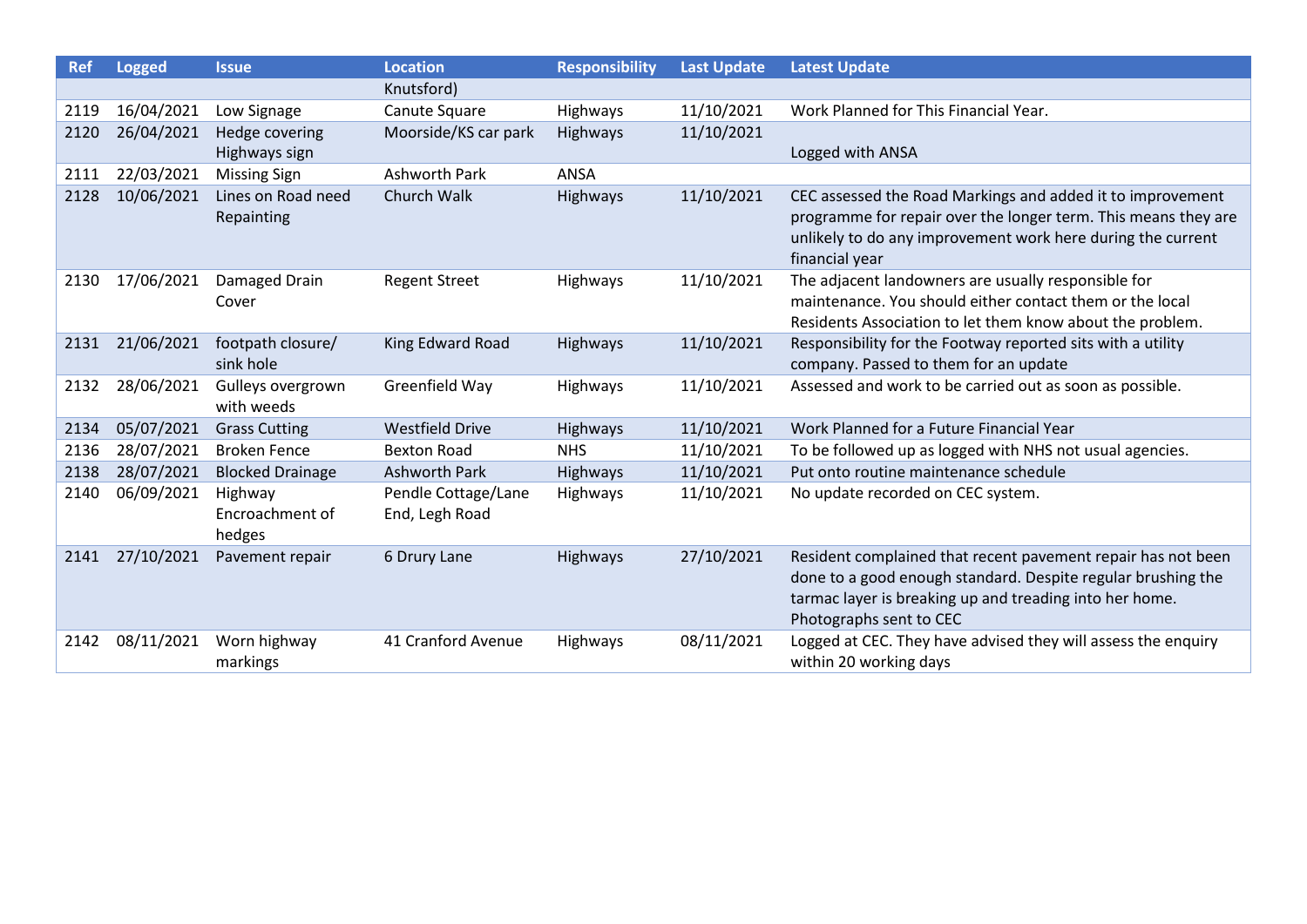| Ref | Logged | Issue | Location | Responsibility | Last Update | Latest Update |
|---|---|---|---|---|---|---|
| | | | Knutsford) | | | |
| 2119 | 16/04/2021 | Low Signage | Canute Square | Highways | 11/10/2021 | Work Planned for This Financial Year. |
| 2120 | 26/04/2021 | Hedge covering Highways sign | Moorside/KS car park | Highways | 11/10/2021 | Logged with ANSA |
| 2111 | 22/03/2021 | Missing Sign | Ashworth Park | ANSA | | |
| 2128 | 10/06/2021 | Lines on Road need Repainting | Church Walk | Highways | 11/10/2021 | CEC assessed the Road Markings and added it to improvement programme for repair over the longer term. This means they are unlikely to do any improvement work here during the current financial year |
| 2130 | 17/06/2021 | Damaged Drain Cover | Regent Street | Highways | 11/10/2021 | The adjacent landowners are usually responsible for maintenance. You should either contact them or the local Residents Association to let them know about the problem. |
| 2131 | 21/06/2021 | footpath closure/ sink hole | King Edward Road | Highways | 11/10/2021 | Responsibility for the Footway reported sits with a utility company. Passed to them for an update |
| 2132 | 28/06/2021 | Gulleys overgrown with weeds | Greenfield Way | Highways | 11/10/2021 | Assessed and work to be carried out as soon as possible. |
| 2134 | 05/07/2021 | Grass Cutting | Westfield Drive | Highways | 11/10/2021 | Work Planned for a Future Financial Year |
| 2136 | 28/07/2021 | Broken Fence | Bexton Road | NHS | 11/10/2021 | To be followed up as logged with NHS not usual agencies. |
| 2138 | 28/07/2021 | Blocked Drainage | Ashworth Park | Highways | 11/10/2021 | Put onto routine maintenance schedule |
| 2140 | 06/09/2021 | Highway Encroachment of hedges | Pendle Cottage/Lane End, Legh Road | Highways | 11/10/2021 | No update recorded on CEC system. |
| 2141 | 27/10/2021 | Pavement repair | 6 Drury Lane | Highways | 27/10/2021 | Resident complained that recent pavement repair has not been done to a good enough standard. Despite regular brushing the tarmac layer is breaking up and treading into her home. Photographs sent to CEC |
| 2142 | 08/11/2021 | Worn highway markings | 41 Cranford Avenue | Highways | 08/11/2021 | Logged at CEC. They have advised they will assess the enquiry within 20 working days |